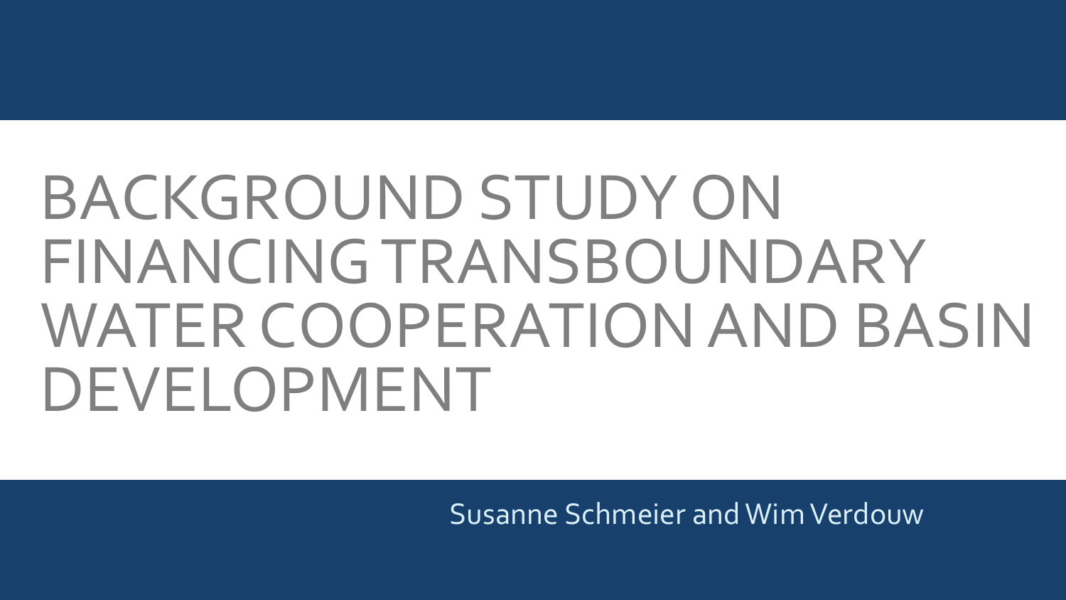# BACKGROUND STUDY ON FINANCING TRANSBOUNDARY WATER COOPERATION AND BASIN DEVELOPMENT

Susanne Schmeier and Wim Verdouw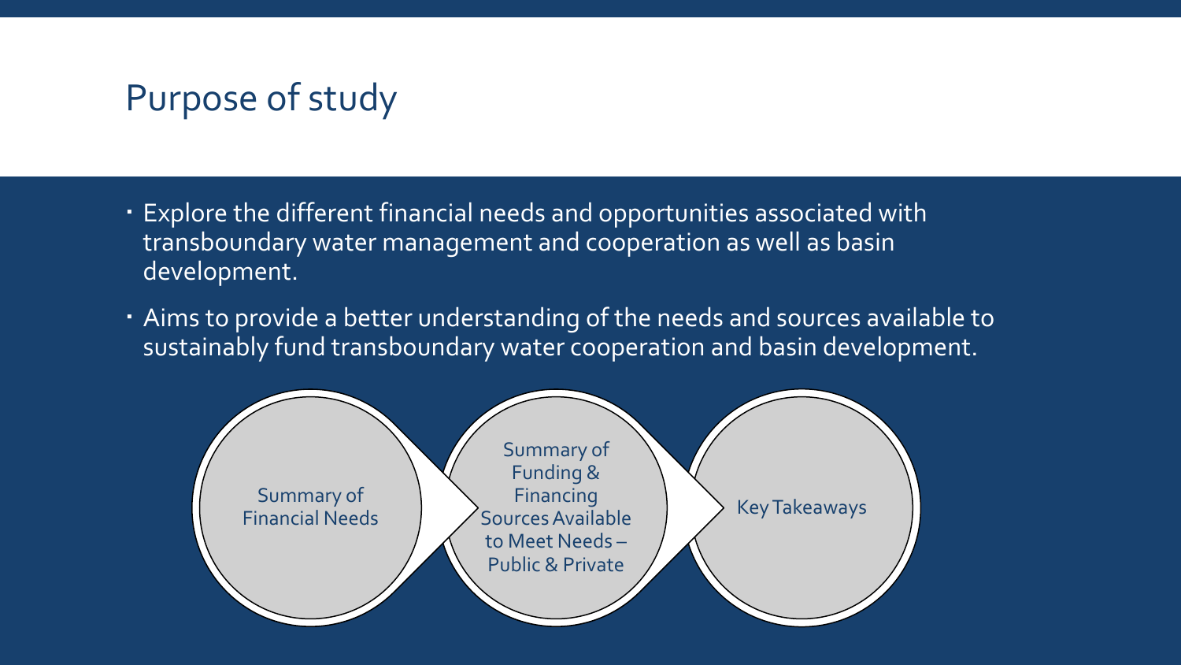# Purpose of study

- Explore the different financial needs and opportunities associated with transboundary water management and cooperation as well as basin development.
- Aims to provide a better understanding of the needs and sources available to sustainably fund transboundary water cooperation and basin development.

Summary of Financial Needs

Summary of Funding & Financing Sources Available to Meet Needs – Public & Private

Key Takeaways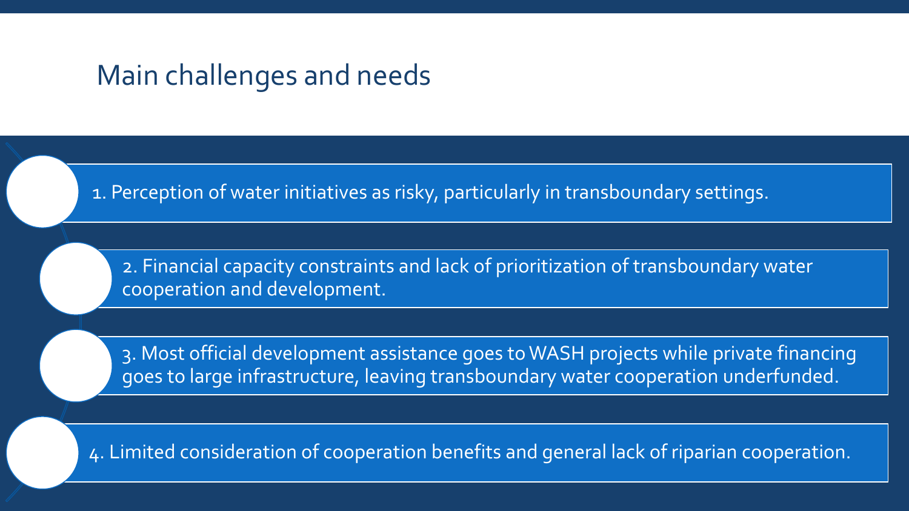# Main challenges and needs

1. Perception of water initiatives as risky, particularly in transboundary settings.

2. Financial capacity constraints and lack of prioritization of transboundary water cooperation and development.

3. Most official development assistance goes to WASH projects while private financing goes to large infrastructure, leaving transboundary water cooperation underfunded.

4. Limited consideration of cooperation benefits and general lack of riparian cooperation.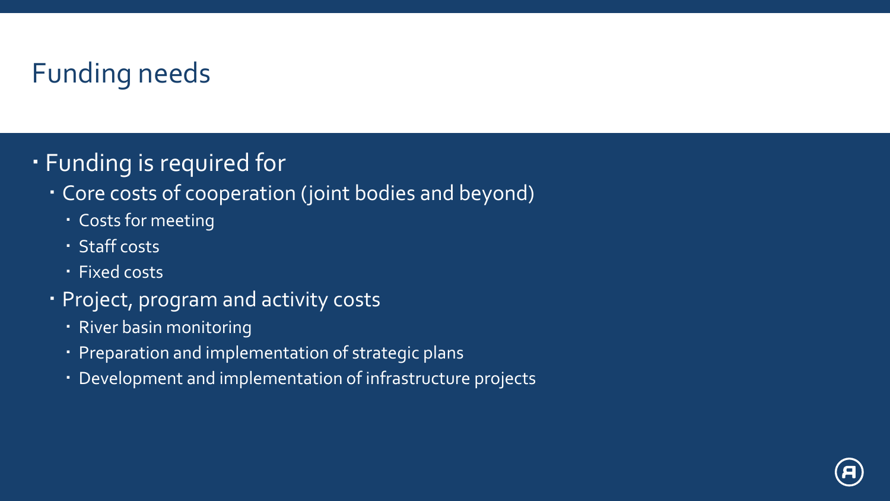# Funding needs

- Funding is required for
  - Core costs of cooperation (joint bodies and beyond)
    - Costs for meeting
    - Staff costs
    - Fixed costs
  - Project, program and activity costs
    - River basin monitoring
    - Preparation and implementation of strategic plans
    - Development and implementation of infrastructure projects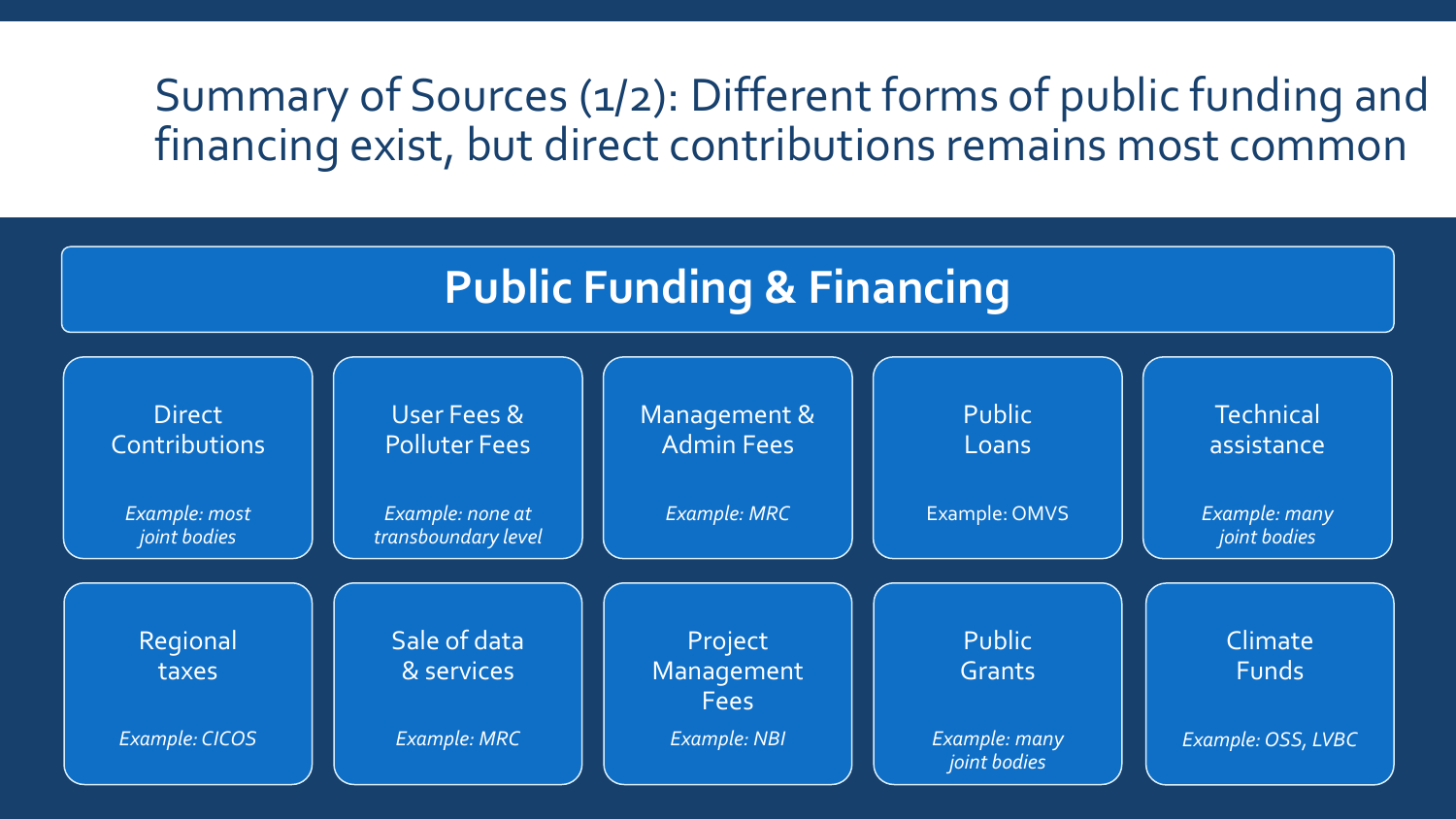# Summary of Sources (1/2): Different forms of public funding and financing exist, but direct contributions remains most common

## Public Funding & Financing

- **Direct Contributions** — *Example: most joint bodies*
- **User Fees & Polluter Fees** — *Example: none at transboundary level*
- **Management & Admin Fees** — *Example: MRC*
- **Public Loans** — Example: OMVS
- **Technical assistance** — *Example: many joint bodies*
- **Regional taxes** — *Example: CICOS*
- **Sale of data & services** — *Example: MRC*
- **Project Management Fees** — *Example: NBI*
- **Public Grants** — *Example: many joint bodies*
- **Climate Funds** — *Example: OSS, LVBC*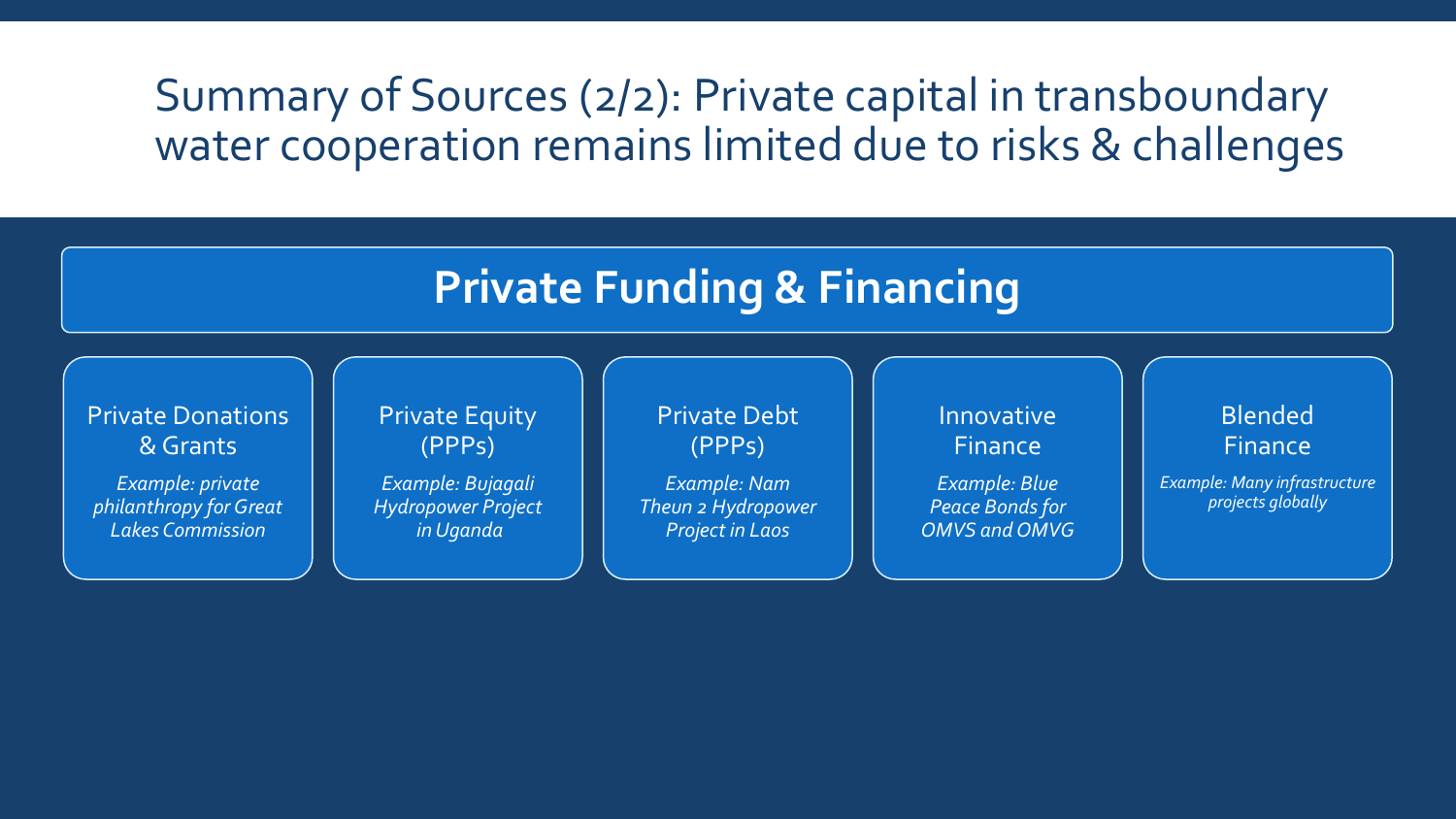# Summary of Sources (2/2): Private capital in transboundary water cooperation remains limited due to risks & challenges

## Private Funding & Financing

### Private Donations & Grants

*Example: private philanthropy for Great Lakes Commission*

### Private Equity (PPPs)

*Example: Bujagali Hydropower Project in Uganda*

### Private Debt (PPPs)

*Example: Nam Theun 2 Hydropower Project in Laos*

### Innovative Finance

*Example: Blue Peace Bonds for OMVS and OMVG*

### Blended Finance

*Example: Many infrastructure projects globally*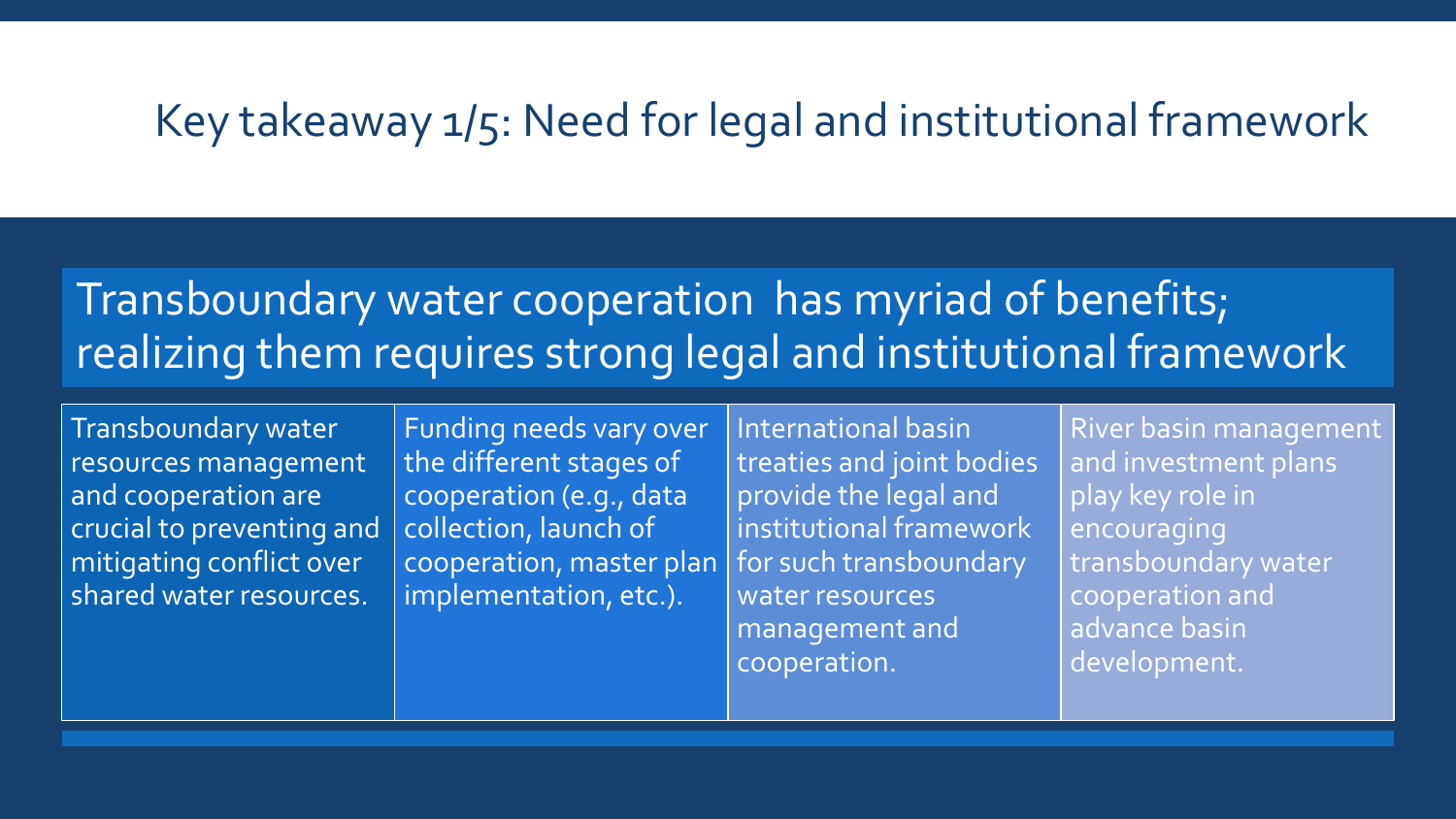# Key takeaway 1/5: Need for legal and institutional framework

## Transboundary water cooperation has myriad of benefits; realizing them requires strong legal and institutional framework

| | | | |
|---|---|---|---|
| Transboundary water resources management and cooperation are crucial to preventing and mitigating conflict over shared water resources. | Funding needs vary over the different stages of cooperation (e.g., data collection, launch of cooperation, master plan implementation, etc.). | International basin treaties and joint bodies provide the legal and institutional framework for such transboundary water resources management and cooperation. | River basin management and investment plans play key role in encouraging transboundary water cooperation and advance basin development. |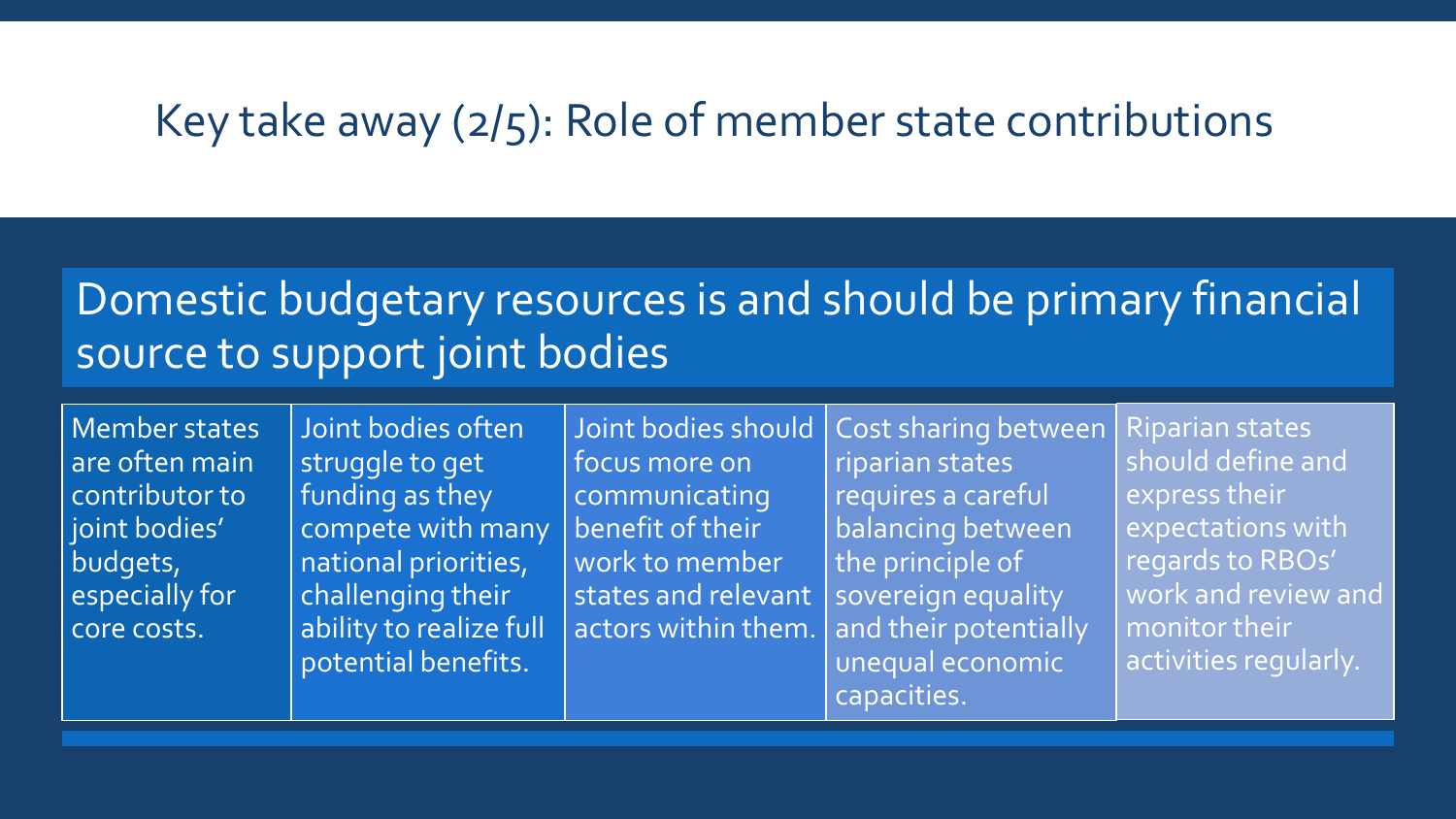# Key take away (2/5): Role of member state contributions

## Domestic budgetary resources is and should be primary financial source to support joint bodies

| | | | | |
|---|---|---|---|---|
| Member states are often main contributor to joint bodies' budgets, especially for core costs. | Joint bodies often struggle to get funding as they compete with many national priorities, challenging their ability to realize full potential benefits. | Joint bodies should focus more on communicating benefit of their work to member states and relevant actors within them. | Cost sharing between riparian states requires a careful balancing between the principle of sovereign equality and their potentially unequal economic capacities. | Riparian states should define and express their expectations with regards to RBOs' work and review and monitor their activities regularly. |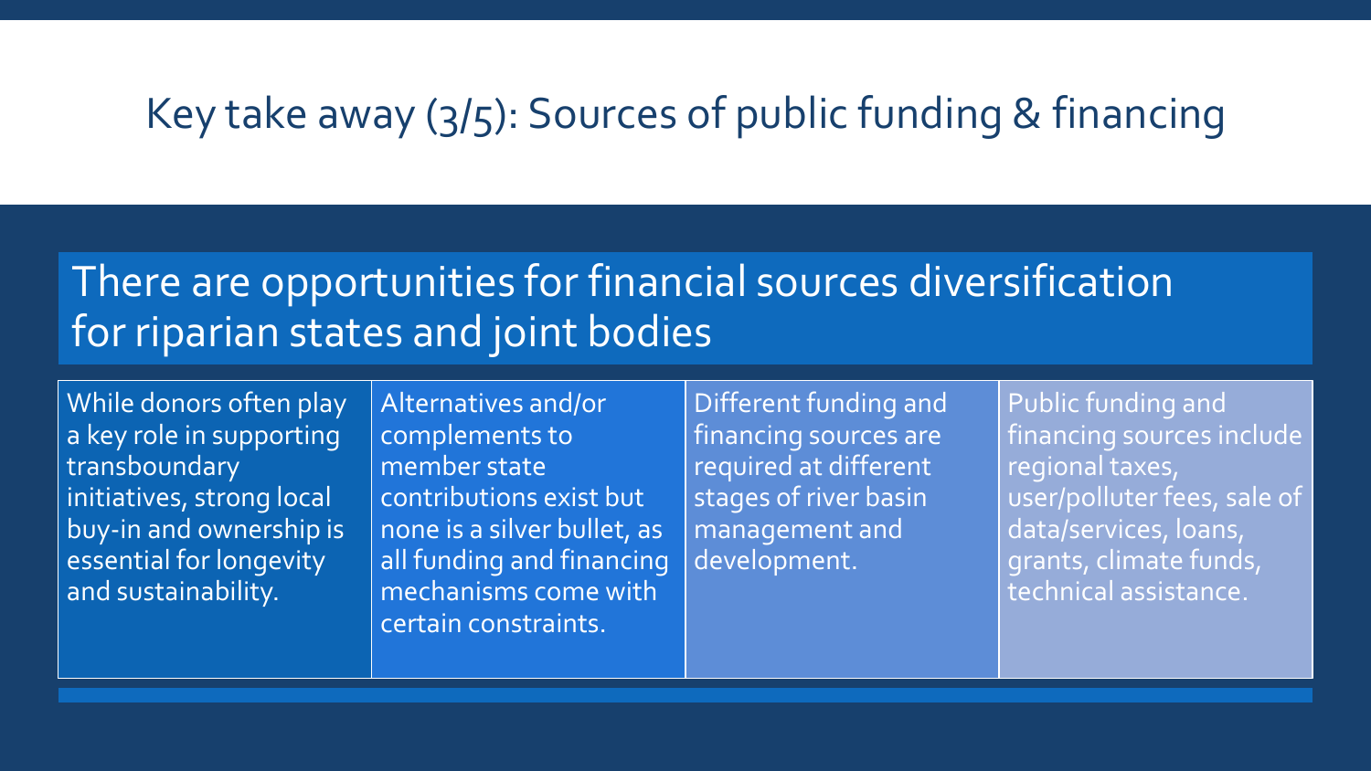# Key take away (3/5): Sources of public funding & financing

## There are opportunities for financial sources diversification for riparian states and joint bodies

| | | | |
|---|---|---|---|
| While donors often play a key role in supporting transboundary initiatives, strong local buy-in and ownership is essential for longevity and sustainability. | Alternatives and/or complements to member state contributions exist but none is a silver bullet, as all funding and financing mechanisms come with certain constraints. | Different funding and financing sources are required at different stages of river basin management and development. | Public funding and financing sources include regional taxes, user/polluter fees, sale of data/services, loans, grants, climate funds, technical assistance. |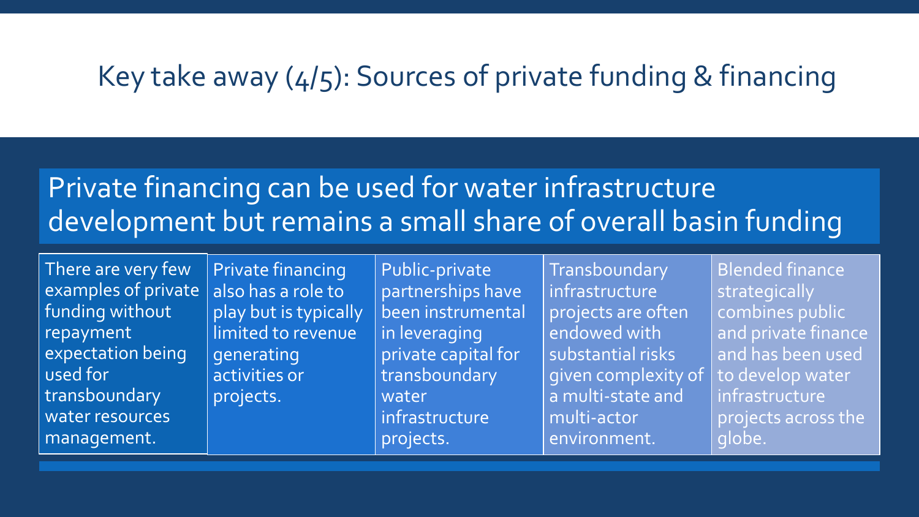# Key take away (4/5): Sources of private funding & financing

## Private financing can be used for water infrastructure development but remains a small share of overall basin funding

- There are very few examples of private funding without repayment expectation being used for transboundary water resources management.
- Private financing also has a role to play but is typically limited to revenue generating activities or projects.
- Public-private partnerships have been instrumental in leveraging private capital for transboundary water infrastructure projects.
- Transboundary infrastructure projects are often endowed with substantial risks given complexity of a multi-state and multi-actor environment.
- Blended finance strategically combines public and private finance and has been used to develop water infrastructure projects across the globe.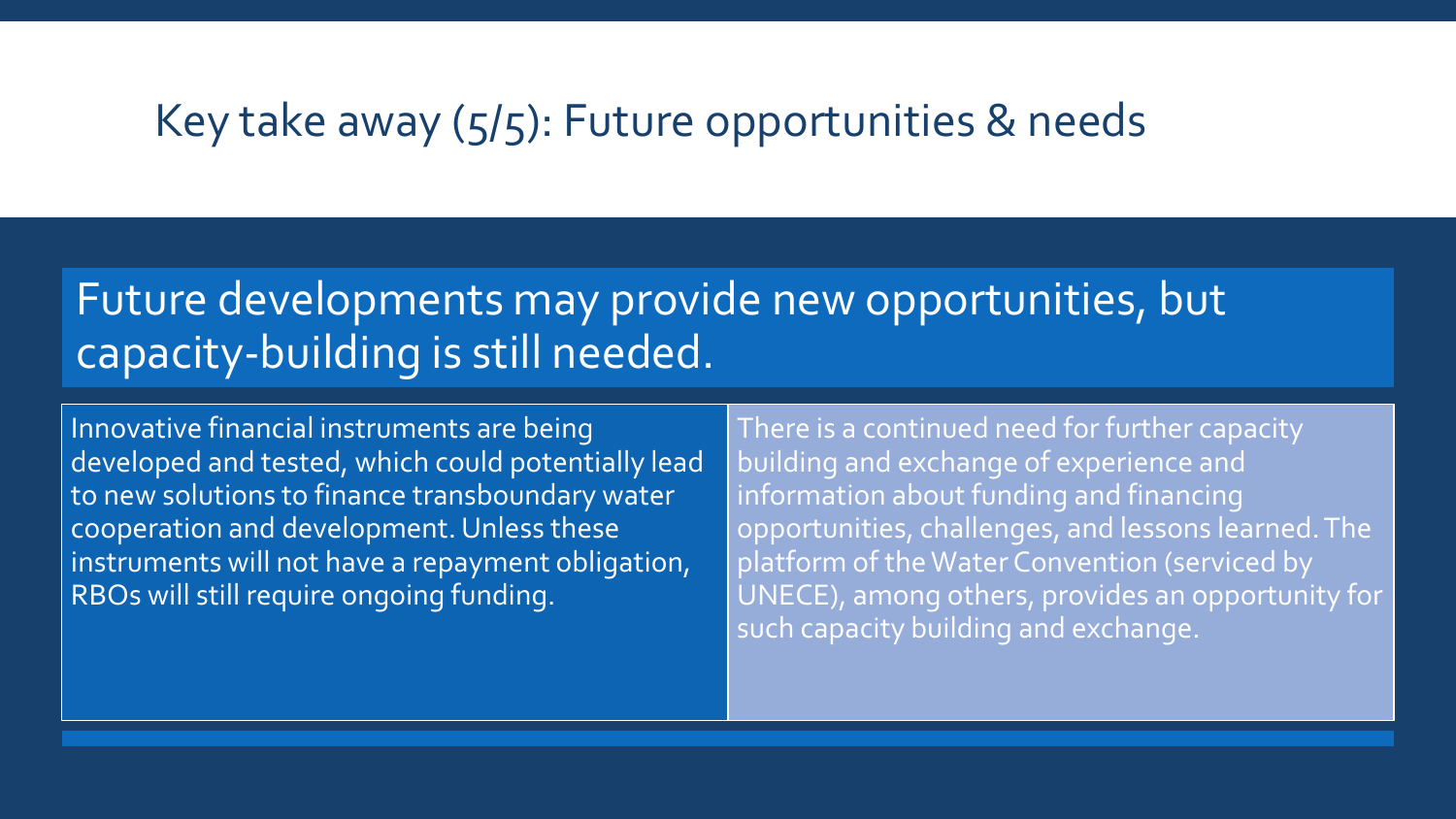# Key take away (5/5): Future opportunities & needs

## Future developments may provide new opportunities, but capacity-building is still needed.

Innovative financial instruments are being developed and tested, which could potentially lead to new solutions to finance transboundary water cooperation and development. Unless these instruments will not have a repayment obligation, RBOs will still require ongoing funding.

There is a continued need for further capacity building and exchange of experience and information about funding and financing opportunities, challenges, and lessons learned. The platform of the Water Convention (serviced by UNECE), among others, provides an opportunity for such capacity building and exchange.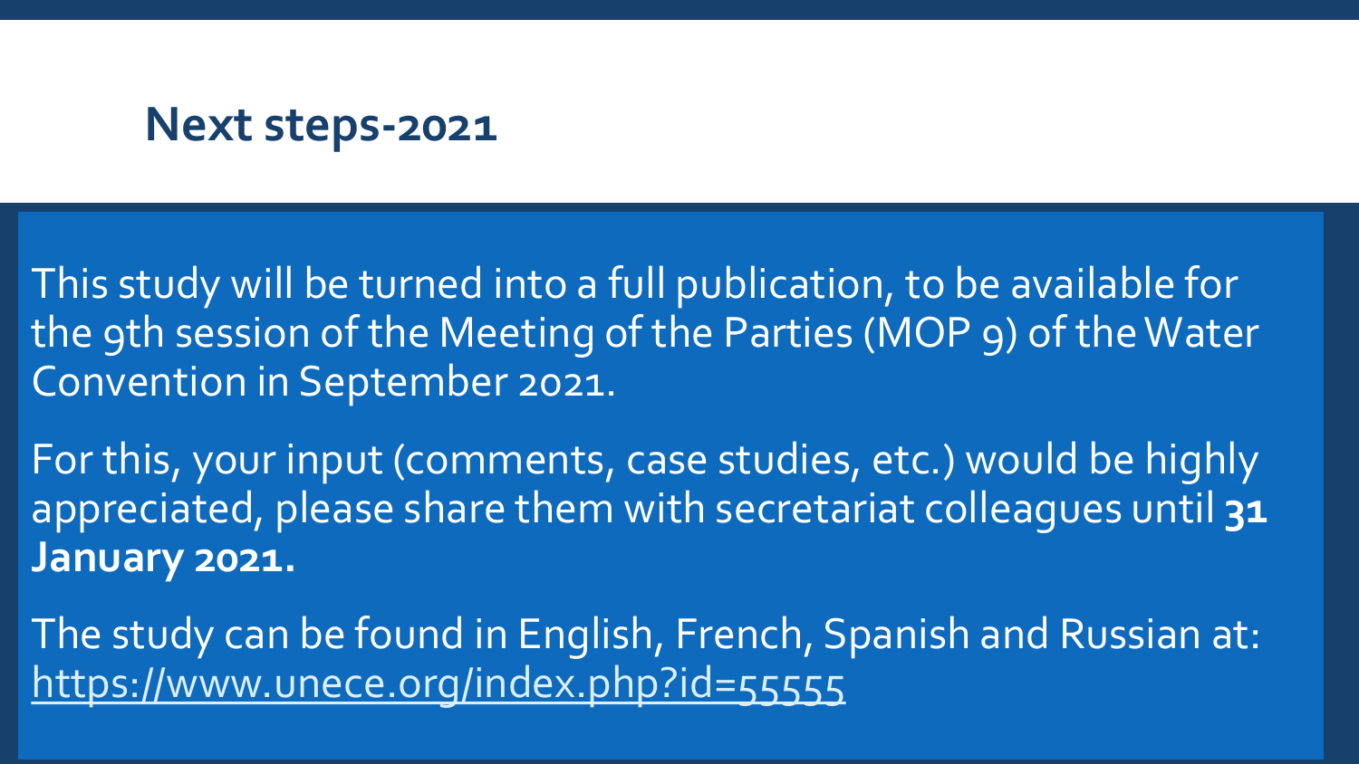## Next steps-2021

This study will be turned into a full publication, to be available for the 9th session of the Meeting of the Parties (MOP 9) of the Water Convention in September 2021.

For this, your input (comments, case studies, etc.) would be highly appreciated, please share them with secretariat colleagues until **31 January 2021.**

The study can be found in English, French, Spanish and Russian at: https://www.unece.org/index.php?id=55555